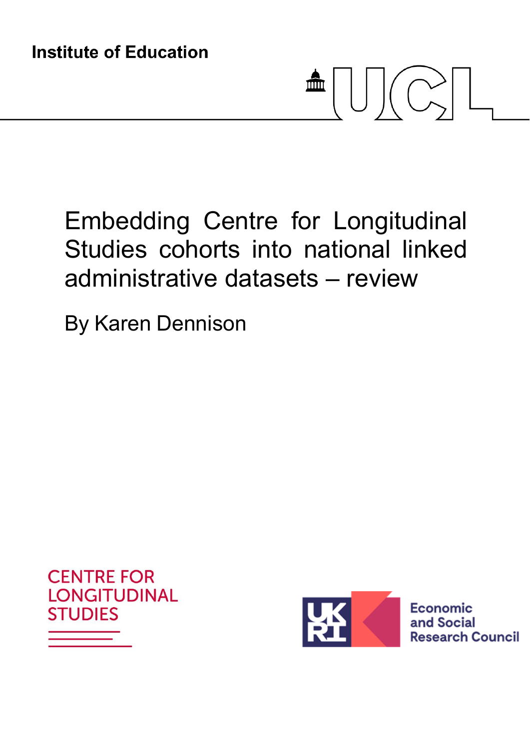Institute of Education

# Embedding Centre for Longitudinal Studies cohorts into national linked administrative datasets – review

By Karen Dennison

CENTRE FOR LONGITUDINAL STUDIES

Economic and Social Research Council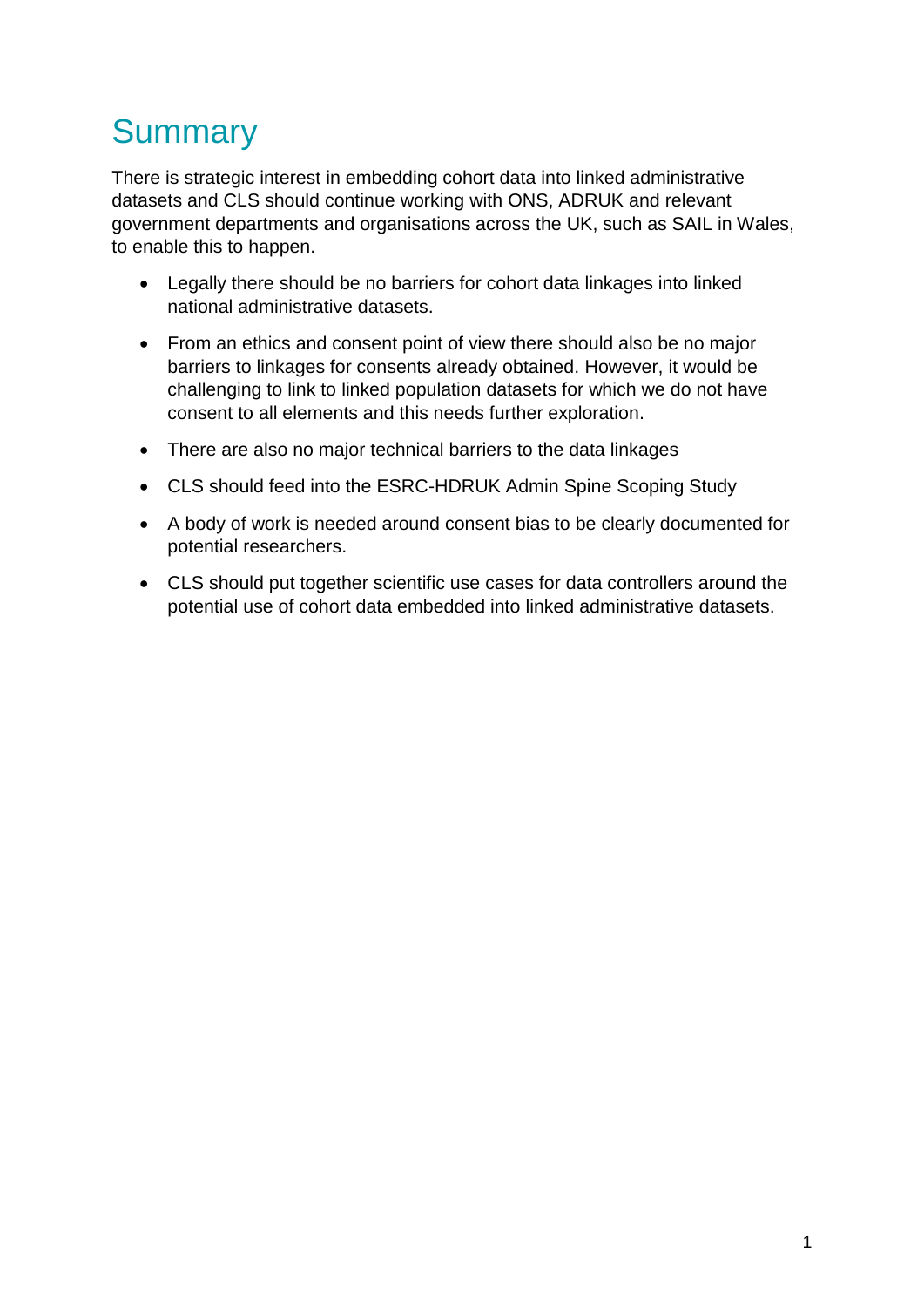# Summary

There is strategic interest in embedding cohort data into linked administrative datasets and CLS should continue working with ONS, ADRUK and relevant government departments and organisations across the UK, such as SAIL in Wales, to enable this to happen.

- Legally there should be no barriers for cohort data linkages into linked national administrative datasets.
- From an ethics and consent point of view there should also be no major barriers to linkages for consents already obtained. However, it would be challenging to link to linked population datasets for which we do not have consent to all elements and this needs further exploration.
- There are also no major technical barriers to the data linkages
- CLS should feed into the ESRC-HDRUK Admin Spine Scoping Study
- A body of work is needed around consent bias to be clearly documented for potential researchers.
- CLS should put together scientific use cases for data controllers around the potential use of cohort data embedded into linked administrative datasets.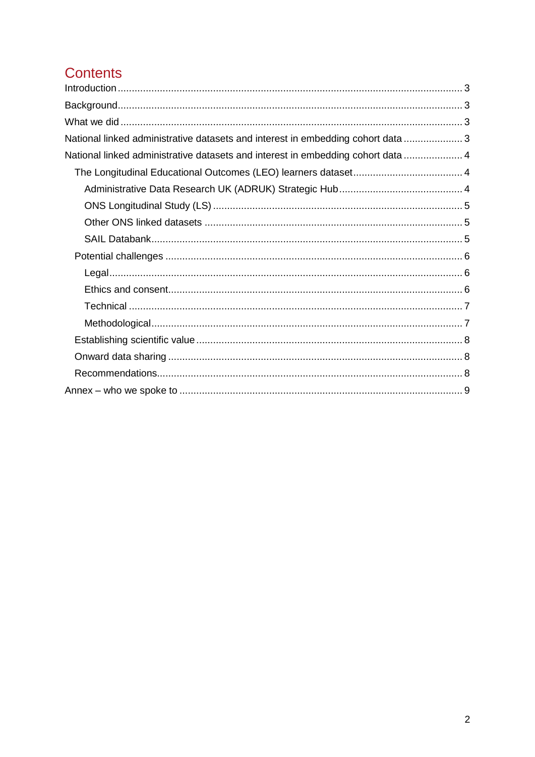# Contents

Introduction ........................................................................................................................ 3

Background.......................................................................................................................... 3

What we did ........................................................................................................................ 3

National linked administrative datasets and interest in embedding cohort data ..................... 3

National linked administrative datasets and interest in embedding cohort data ..................... 4

- The Longitudinal Educational Outcomes (LEO) learners dataset....................................... 4
  - Administrative Data Research UK (ADRUK) Strategic Hub............................................ 4
  - ONS Longitudinal Study (LS) ........................................................................................ 5
  - Other ONS linked datasets ........................................................................................... 5
  - SAIL Databank.............................................................................................................. 5
- Potential challenges ......................................................................................................... 6
  - Legal............................................................................................................................. 6
  - Ethics and consent........................................................................................................ 6
  - Technical ...................................................................................................................... 7
  - Methodological.............................................................................................................. 7
- Establishing scientific value .............................................................................................. 8
- Onward data sharing ........................................................................................................ 8
- Recommendations............................................................................................................ 8

Annex – who we spoke to .................................................................................................... 9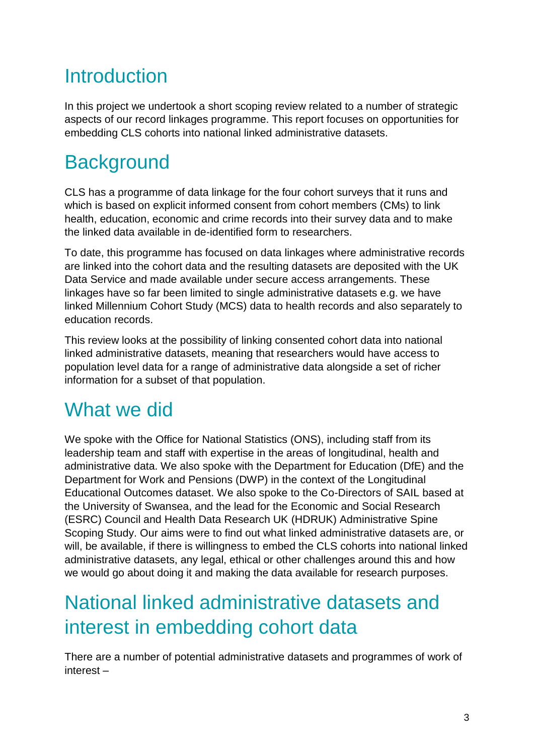# Introduction

In this project we undertook a short scoping review related to a number of strategic aspects of our record linkages programme. This report focuses on opportunities for embedding CLS cohorts into national linked administrative datasets.

# Background

CLS has a programme of data linkage for the four cohort surveys that it runs and which is based on explicit informed consent from cohort members (CMs) to link health, education, economic and crime records into their survey data and to make the linked data available in de-identified form to researchers.

To date, this programme has focused on data linkages where administrative records are linked into the cohort data and the resulting datasets are deposited with the UK Data Service and made available under secure access arrangements. These linkages have so far been limited to single administrative datasets e.g. we have linked Millennium Cohort Study (MCS) data to health records and also separately to education records.

This review looks at the possibility of linking consented cohort data into national linked administrative datasets, meaning that researchers would have access to population level data for a range of administrative data alongside a set of richer information for a subset of that population.

# What we did

We spoke with the Office for National Statistics (ONS), including staff from its leadership team and staff with expertise in the areas of longitudinal, health and administrative data. We also spoke with the Department for Education (DfE) and the Department for Work and Pensions (DWP) in the context of the Longitudinal Educational Outcomes dataset. We also spoke to the Co-Directors of SAIL based at the University of Swansea, and the lead for the Economic and Social Research (ESRC) Council and Health Data Research UK (HDRUK) Administrative Spine Scoping Study. Our aims were to find out what linked administrative datasets are, or will, be available, if there is willingness to embed the CLS cohorts into national linked administrative datasets, any legal, ethical or other challenges around this and how we would go about doing it and making the data available for research purposes.

# National linked administrative datasets and interest in embedding cohort data

There are a number of potential administrative datasets and programmes of work of interest –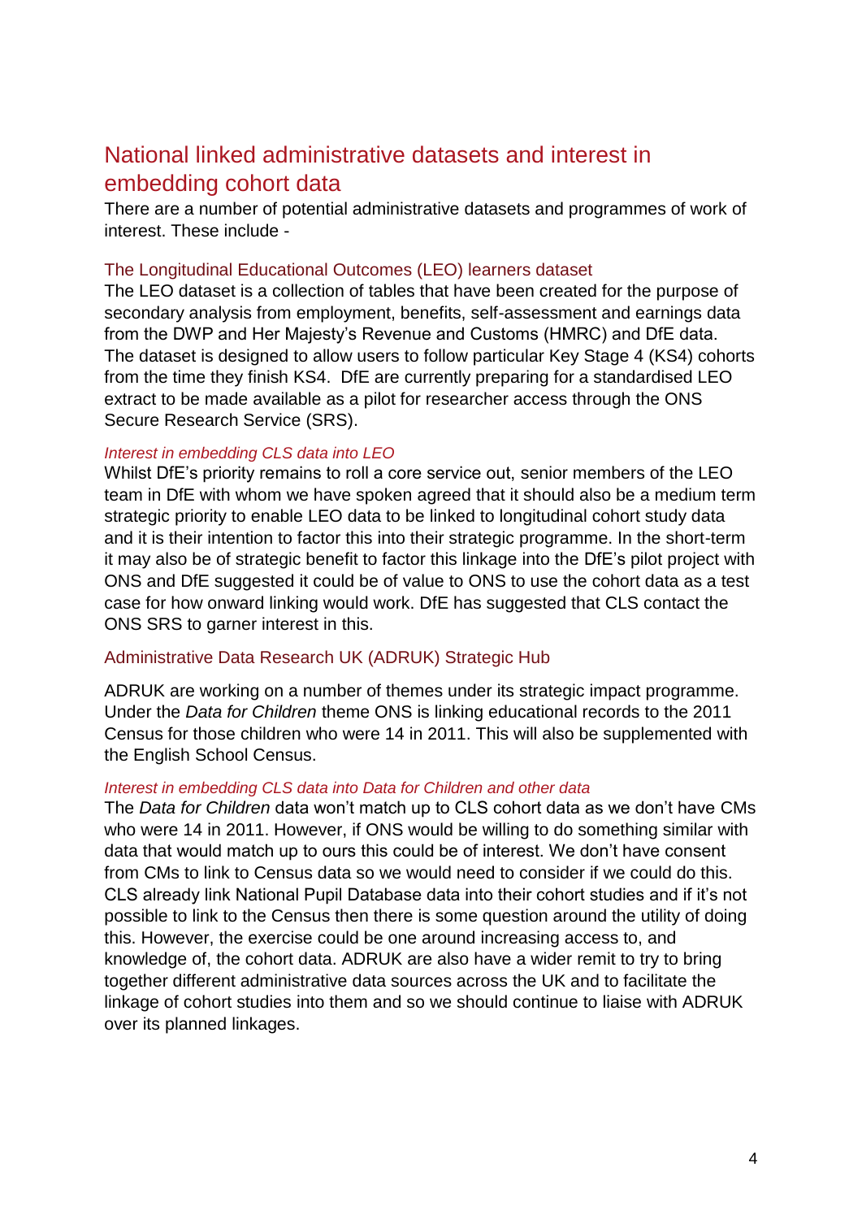## National linked administrative datasets and interest in embedding cohort data

There are a number of potential administrative datasets and programmes of work of interest. These include -

### The Longitudinal Educational Outcomes (LEO) learners dataset

The LEO dataset is a collection of tables that have been created for the purpose of secondary analysis from employment, benefits, self-assessment and earnings data from the DWP and Her Majesty's Revenue and Customs (HMRC) and DfE data. The dataset is designed to allow users to follow particular Key Stage 4 (KS4) cohorts from the time they finish KS4. DfE are currently preparing for a standardised LEO extract to be made available as a pilot for researcher access through the ONS Secure Research Service (SRS).

#### *Interest in embedding CLS data into LEO*

Whilst DfE's priority remains to roll a core service out, senior members of the LEO team in DfE with whom we have spoken agreed that it should also be a medium term strategic priority to enable LEO data to be linked to longitudinal cohort study data and it is their intention to factor this into their strategic programme. In the short-term it may also be of strategic benefit to factor this linkage into the DfE's pilot project with ONS and DfE suggested it could be of value to ONS to use the cohort data as a test case for how onward linking would work. DfE has suggested that CLS contact the ONS SRS to garner interest in this.

### Administrative Data Research UK (ADRUK) Strategic Hub

ADRUK are working on a number of themes under its strategic impact programme. Under the *Data for Children* theme ONS is linking educational records to the 2011 Census for those children who were 14 in 2011. This will also be supplemented with the English School Census.

#### *Interest in embedding CLS data into Data for Children and other data*

The *Data for Children* data won't match up to CLS cohort data as we don't have CMs who were 14 in 2011. However, if ONS would be willing to do something similar with data that would match up to ours this could be of interest. We don't have consent from CMs to link to Census data so we would need to consider if we could do this. CLS already link National Pupil Database data into their cohort studies and if it's not possible to link to the Census then there is some question around the utility of doing this. However, the exercise could be one around increasing access to, and knowledge of, the cohort data. ADRUK are also have a wider remit to try to bring together different administrative data sources across the UK and to facilitate the linkage of cohort studies into them and so we should continue to liaise with ADRUK over its planned linkages.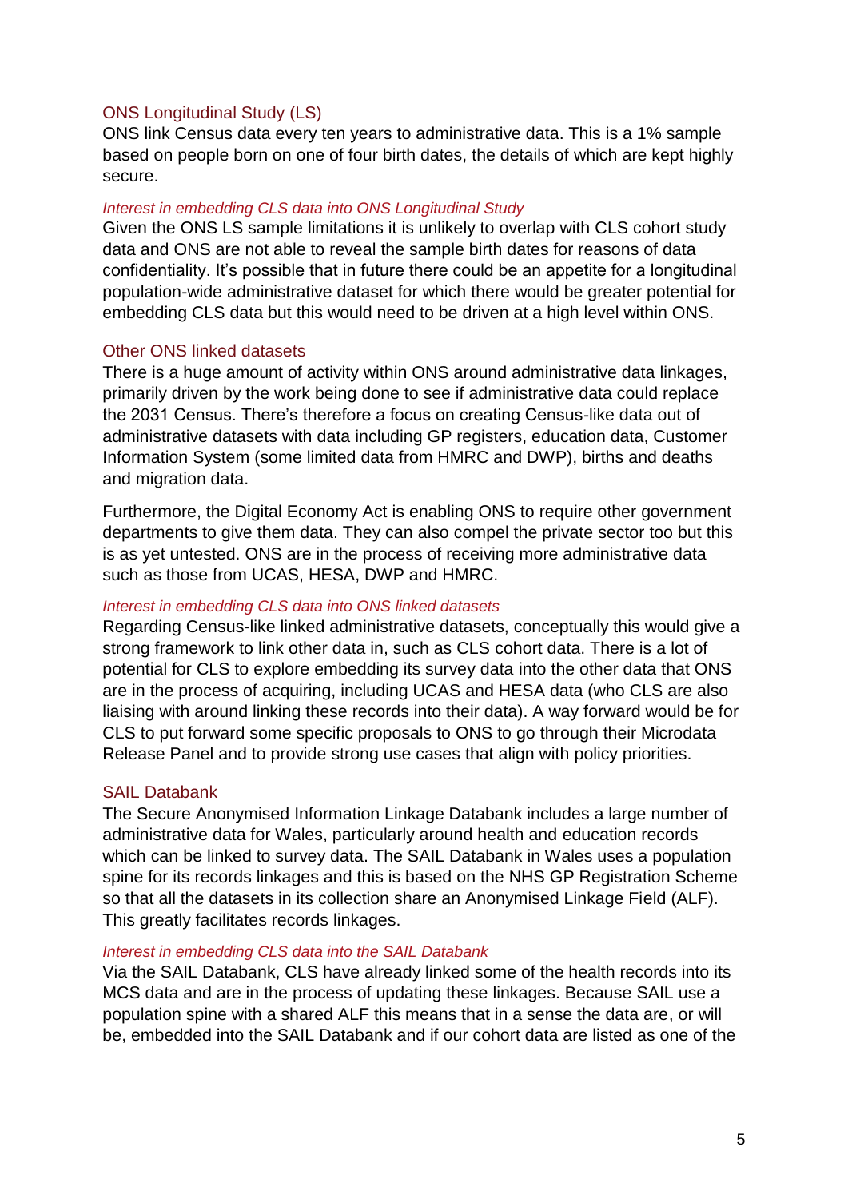### ONS Longitudinal Study (LS)

ONS link Census data every ten years to administrative data. This is a 1% sample based on people born on one of four birth dates, the details of which are kept highly secure.

#### *Interest in embedding CLS data into ONS Longitudinal Study*

Given the ONS LS sample limitations it is unlikely to overlap with CLS cohort study data and ONS are not able to reveal the sample birth dates for reasons of data confidentiality. It's possible that in future there could be an appetite for a longitudinal population-wide administrative dataset for which there would be greater potential for embedding CLS data but this would need to be driven at a high level within ONS.

### Other ONS linked datasets

There is a huge amount of activity within ONS around administrative data linkages, primarily driven by the work being done to see if administrative data could replace the 2031 Census. There's therefore a focus on creating Census-like data out of administrative datasets with data including GP registers, education data, Customer Information System (some limited data from HMRC and DWP), births and deaths and migration data.

Furthermore, the Digital Economy Act is enabling ONS to require other government departments to give them data. They can also compel the private sector too but this is as yet untested. ONS are in the process of receiving more administrative data such as those from UCAS, HESA, DWP and HMRC.

#### *Interest in embedding CLS data into ONS linked datasets*

Regarding Census-like linked administrative datasets, conceptually this would give a strong framework to link other data in, such as CLS cohort data. There is a lot of potential for CLS to explore embedding its survey data into the other data that ONS are in the process of acquiring, including UCAS and HESA data (who CLS are also liaising with around linking these records into their data). A way forward would be for CLS to put forward some specific proposals to ONS to go through their Microdata Release Panel and to provide strong use cases that align with policy priorities.

### SAIL Databank

The Secure Anonymised Information Linkage Databank includes a large number of administrative data for Wales, particularly around health and education records which can be linked to survey data. The SAIL Databank in Wales uses a population spine for its records linkages and this is based on the NHS GP Registration Scheme so that all the datasets in its collection share an Anonymised Linkage Field (ALF). This greatly facilitates records linkages.

#### *Interest in embedding CLS data into the SAIL Databank*

Via the SAIL Databank, CLS have already linked some of the health records into its MCS data and are in the process of updating these linkages. Because SAIL use a population spine with a shared ALF this means that in a sense the data are, or will be, embedded into the SAIL Databank and if our cohort data are listed as one of the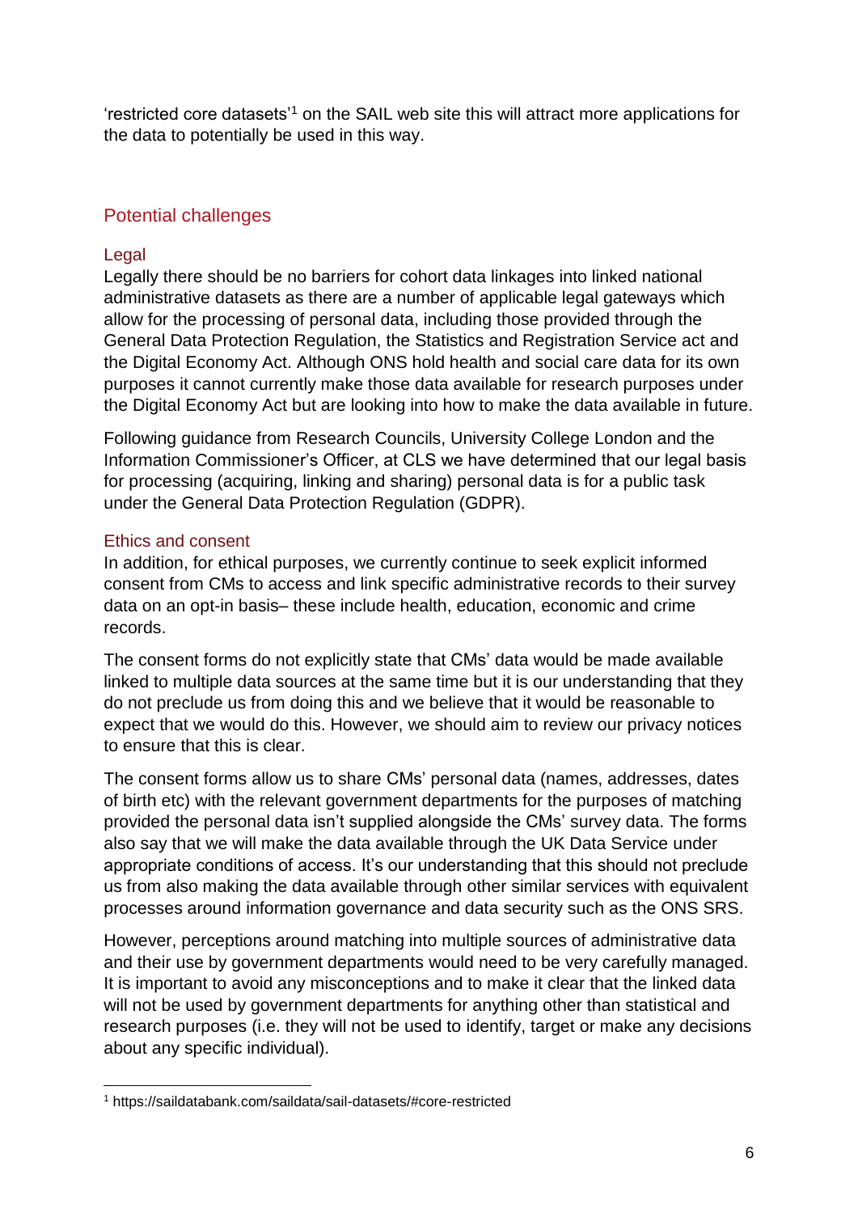'restricted core datasets'[1] on the SAIL web site this will attract more applications for the data to potentially be used in this way.

## Potential challenges

### Legal

Legally there should be no barriers for cohort data linkages into linked national administrative datasets as there are a number of applicable legal gateways which allow for the processing of personal data, including those provided through the General Data Protection Regulation, the Statistics and Registration Service act and the Digital Economy Act. Although ONS hold health and social care data for its own purposes it cannot currently make those data available for research purposes under the Digital Economy Act but are looking into how to make the data available in future.

Following guidance from Research Councils, University College London and the Information Commissioner's Officer, at CLS we have determined that our legal basis for processing (acquiring, linking and sharing) personal data is for a public task under the General Data Protection Regulation (GDPR).

### Ethics and consent

In addition, for ethical purposes, we currently continue to seek explicit informed consent from CMs to access and link specific administrative records to their survey data on an opt-in basis– these include health, education, economic and crime records.

The consent forms do not explicitly state that CMs' data would be made available linked to multiple data sources at the same time but it is our understanding that they do not preclude us from doing this and we believe that it would be reasonable to expect that we would do this. However, we should aim to review our privacy notices to ensure that this is clear.

The consent forms allow us to share CMs' personal data (names, addresses, dates of birth etc) with the relevant government departments for the purposes of matching provided the personal data isn't supplied alongside the CMs' survey data. The forms also say that we will make the data available through the UK Data Service under appropriate conditions of access. It's our understanding that this should not preclude us from also making the data available through other similar services with equivalent processes around information governance and data security such as the ONS SRS.

However, perceptions around matching into multiple sources of administrative data and their use by government departments would need to be very carefully managed. It is important to avoid any misconceptions and to make it clear that the linked data will not be used by government departments for anything other than statistical and research purposes (i.e. they will not be used to identify, target or make any decisions about any specific individual).

---

[1] https://saildatabank.com/saildata/sail-datasets/#core-restricted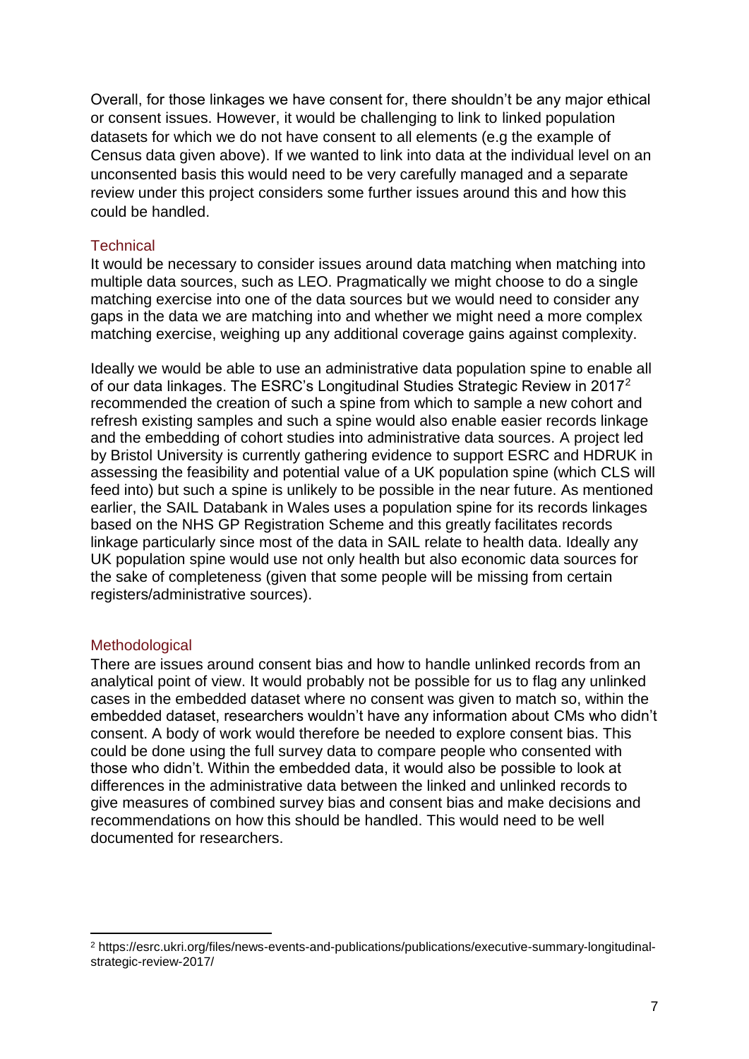Overall, for those linkages we have consent for, there shouldn't be any major ethical or consent issues. However, it would be challenging to link to linked population datasets for which we do not have consent to all elements (e.g the example of Census data given above). If we wanted to link into data at the individual level on an unconsented basis this would need to be very carefully managed and a separate review under this project considers some further issues around this and how this could be handled.

### Technical

It would be necessary to consider issues around data matching when matching into multiple data sources, such as LEO. Pragmatically we might choose to do a single matching exercise into one of the data sources but we would need to consider any gaps in the data we are matching into and whether we might need a more complex matching exercise, weighing up any additional coverage gains against complexity.

Ideally we would be able to use an administrative data population spine to enable all of our data linkages. The ESRC's Longitudinal Studies Strategic Review in 2017[2] recommended the creation of such a spine from which to sample a new cohort and refresh existing samples and such a spine would also enable easier records linkage and the embedding of cohort studies into administrative data sources. A project led by Bristol University is currently gathering evidence to support ESRC and HDRUK in assessing the feasibility and potential value of a UK population spine (which CLS will feed into) but such a spine is unlikely to be possible in the near future. As mentioned earlier, the SAIL Databank in Wales uses a population spine for its records linkages based on the NHS GP Registration Scheme and this greatly facilitates records linkage particularly since most of the data in SAIL relate to health data. Ideally any UK population spine would use not only health but also economic data sources for the sake of completeness (given that some people will be missing from certain registers/administrative sources).

### Methodological

There are issues around consent bias and how to handle unlinked records from an analytical point of view. It would probably not be possible for us to flag any unlinked cases in the embedded dataset where no consent was given to match so, within the embedded dataset, researchers wouldn't have any information about CMs who didn't consent. A body of work would therefore be needed to explore consent bias. This could be done using the full survey data to compare people who consented with those who didn't. Within the embedded data, it would also be possible to look at differences in the administrative data between the linked and unlinked records to give measures of combined survey bias and consent bias and make decisions and recommendations on how this should be handled. This would need to be well documented for researchers.

[2] https://esrc.ukri.org/files/news-events-and-publications/publications/executive-summary-longitudinal-strategic-review-2017/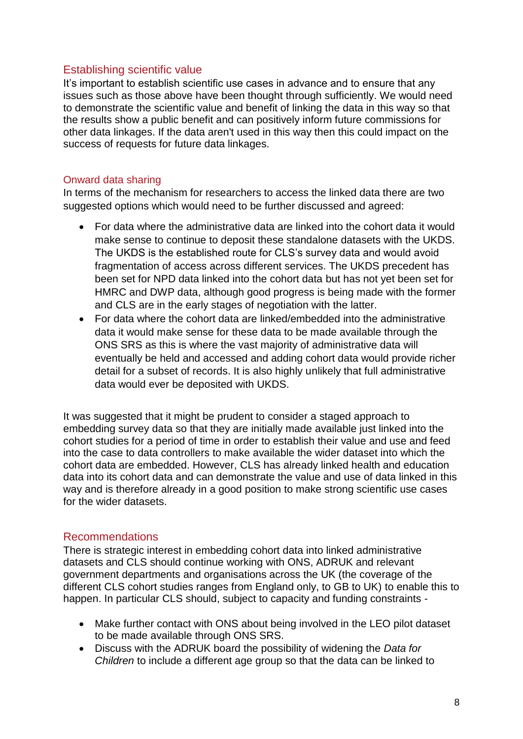## Establishing scientific value

It's important to establish scientific use cases in advance and to ensure that any issues such as those above have been thought through sufficiently. We would need to demonstrate the scientific value and benefit of linking the data in this way so that the results show a public benefit and can positively inform future commissions for other data linkages. If the data aren't used in this way then this could impact on the success of requests for future data linkages.

## Onward data sharing

In terms of the mechanism for researchers to access the linked data there are two suggested options which would need to be further discussed and agreed:

- For data where the administrative data are linked into the cohort data it would make sense to continue to deposit these standalone datasets with the UKDS. The UKDS is the established route for CLS's survey data and would avoid fragmentation of access across different services. The UKDS precedent has been set for NPD data linked into the cohort data but has not yet been set for HMRC and DWP data, although good progress is being made with the former and CLS are in the early stages of negotiation with the latter.
- For data where the cohort data are linked/embedded into the administrative data it would make sense for these data to be made available through the ONS SRS as this is where the vast majority of administrative data will eventually be held and accessed and adding cohort data would provide richer detail for a subset of records. It is also highly unlikely that full administrative data would ever be deposited with UKDS.

It was suggested that it might be prudent to consider a staged approach to embedding survey data so that they are initially made available just linked into the cohort studies for a period of time in order to establish their value and use and feed into the case to data controllers to make available the wider dataset into which the cohort data are embedded. However, CLS has already linked health and education data into its cohort data and can demonstrate the value and use of data linked in this way and is therefore already in a good position to make strong scientific use cases for the wider datasets.

## Recommendations

There is strategic interest in embedding cohort data into linked administrative datasets and CLS should continue working with ONS, ADRUK and relevant government departments and organisations across the UK (the coverage of the different CLS cohort studies ranges from England only, to GB to UK) to enable this to happen. In particular CLS should, subject to capacity and funding constraints -

- Make further contact with ONS about being involved in the LEO pilot dataset to be made available through ONS SRS.
- Discuss with the ADRUK board the possibility of widening the *Data for Children* to include a different age group so that the data can be linked to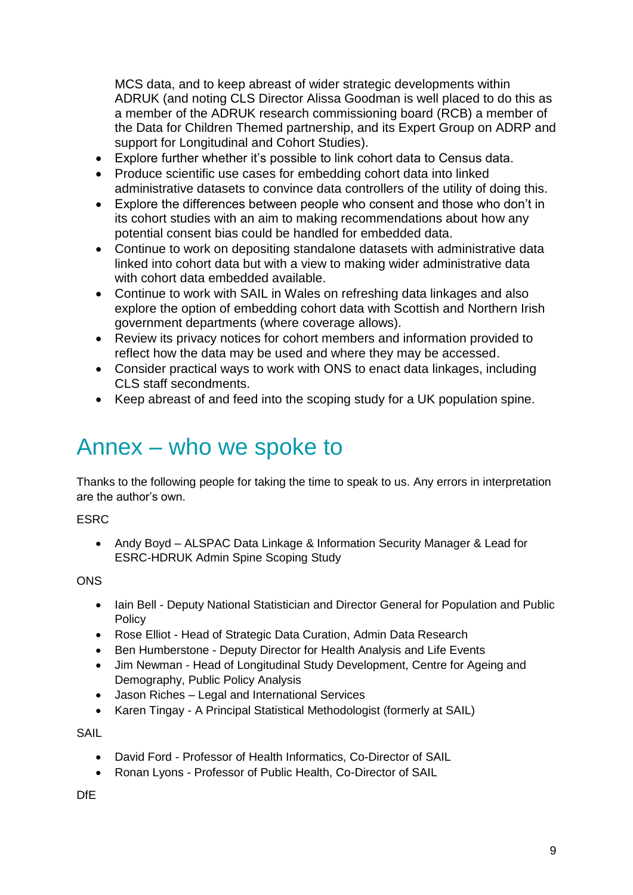MCS data, and to keep abreast of wider strategic developments within ADRUK (and noting CLS Director Alissa Goodman is well placed to do this as a member of the ADRUK research commissioning board (RCB) a member of the Data for Children Themed partnership, and its Expert Group on ADRP and support for Longitudinal and Cohort Studies).

- Explore further whether it's possible to link cohort data to Census data.
- Produce scientific use cases for embedding cohort data into linked administrative datasets to convince data controllers of the utility of doing this.
- Explore the differences between people who consent and those who don't in its cohort studies with an aim to making recommendations about how any potential consent bias could be handled for embedded data.
- Continue to work on depositing standalone datasets with administrative data linked into cohort data but with a view to making wider administrative data with cohort data embedded available.
- Continue to work with SAIL in Wales on refreshing data linkages and also explore the option of embedding cohort data with Scottish and Northern Irish government departments (where coverage allows).
- Review its privacy notices for cohort members and information provided to reflect how the data may be used and where they may be accessed.
- Consider practical ways to work with ONS to enact data linkages, including CLS staff secondments.
- Keep abreast of and feed into the scoping study for a UK population spine.

# Annex – who we spoke to

Thanks to the following people for taking the time to speak to us. Any errors in interpretation are the author's own.

ESRC

- Andy Boyd – ALSPAC Data Linkage & Information Security Manager & Lead for ESRC-HDRUK Admin Spine Scoping Study

ONS

- Iain Bell - Deputy National Statistician and Director General for Population and Public Policy
- Rose Elliot - Head of Strategic Data Curation, Admin Data Research
- Ben Humberstone - Deputy Director for Health Analysis and Life Events
- Jim Newman - Head of Longitudinal Study Development, Centre for Ageing and Demography, Public Policy Analysis
- Jason Riches – Legal and International Services
- Karen Tingay - A Principal Statistical Methodologist (formerly at SAIL)

SAIL

- David Ford - Professor of Health Informatics, Co-Director of SAIL
- Ronan Lyons - Professor of Public Health, Co-Director of SAIL

DfE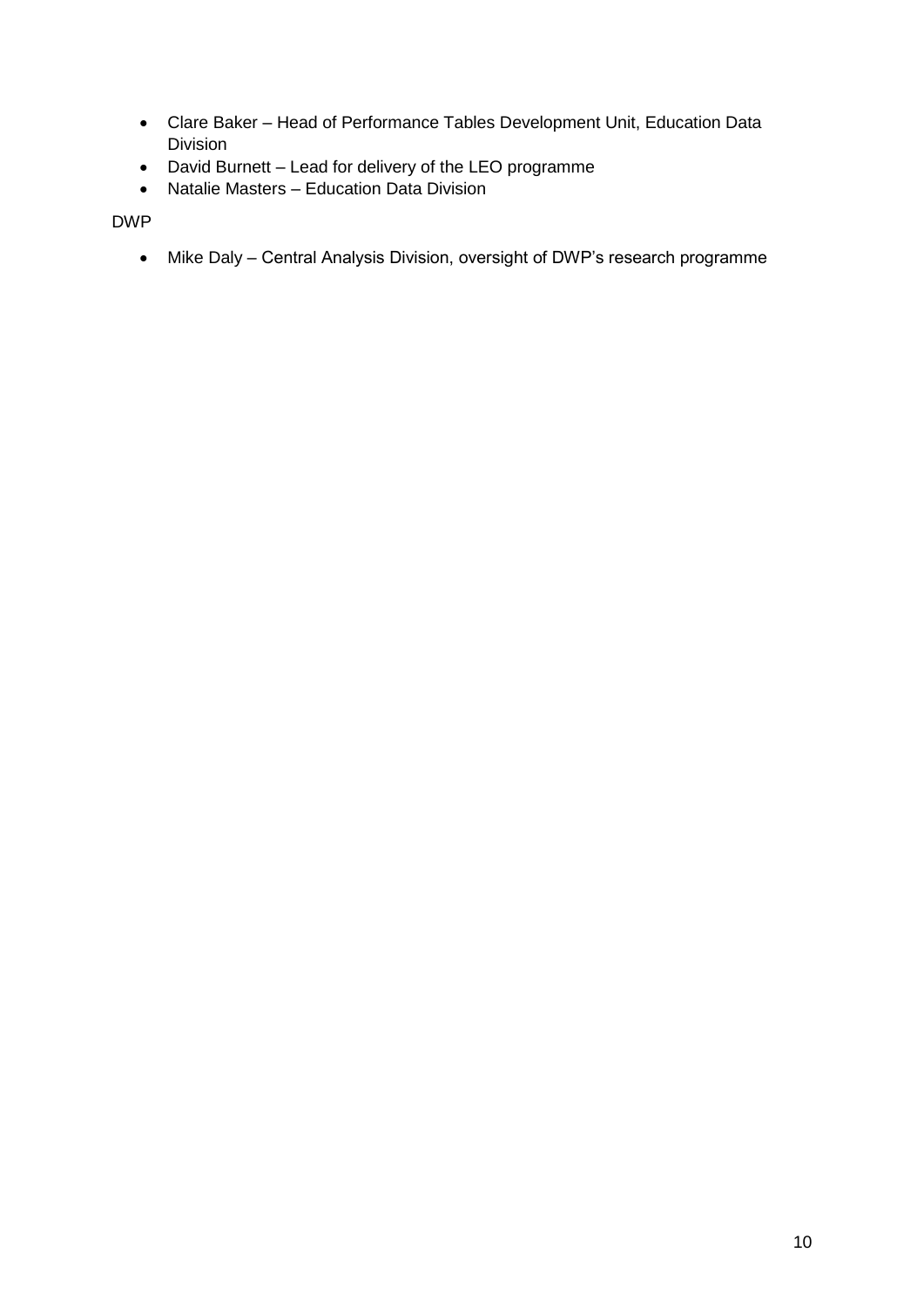- Clare Baker – Head of Performance Tables Development Unit, Education Data Division
- David Burnett – Lead for delivery of the LEO programme
- Natalie Masters – Education Data Division

DWP

- Mike Daly – Central Analysis Division, oversight of DWP's research programme